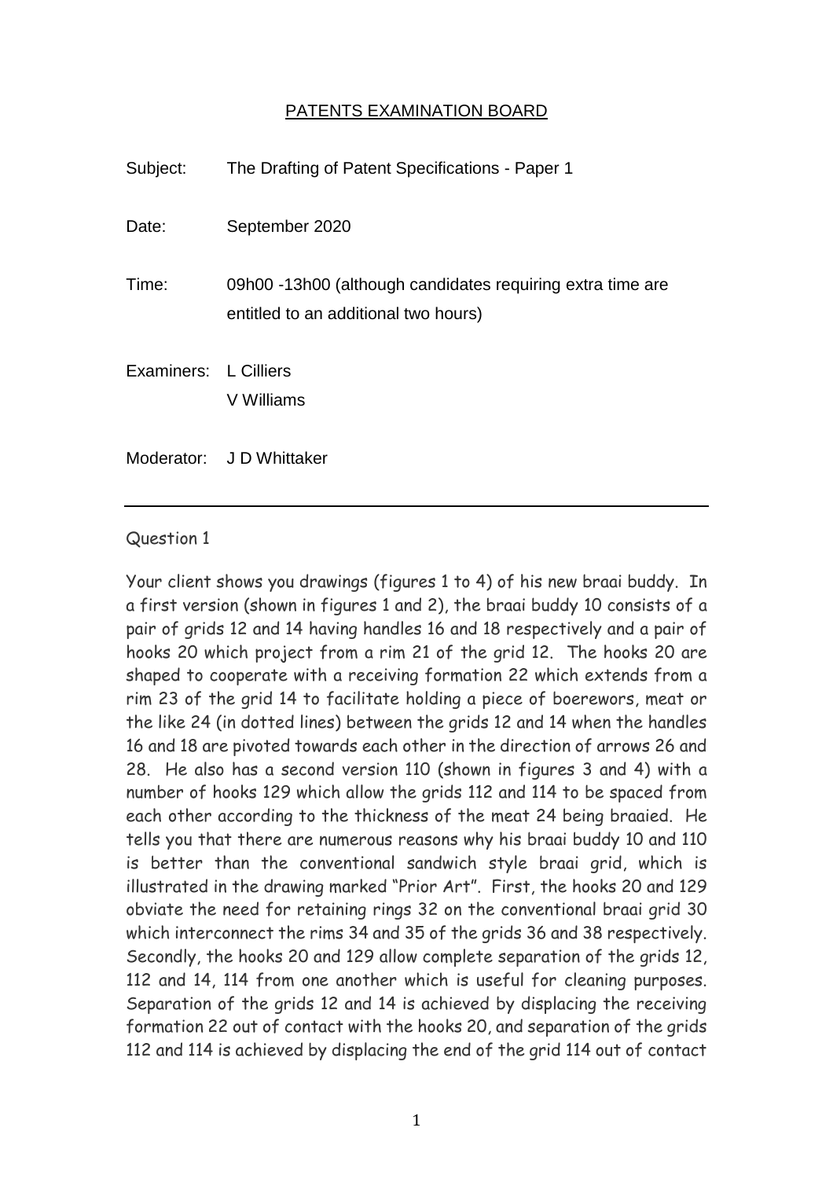## PATENTS EXAMINATION BOARD

| | |
|---|---|
| Subject: | The Drafting of Patent Specifications - Paper 1 |
| Date: | September 2020 |
| Time: | 09h00 -13h00 (although candidates requiring extra time are entitled to an additional two hours) |
| Examiners: | L Cilliers<br>V Williams |
| Moderator: | J D Whittaker |

---

Question 1

Your client shows you drawings (figures 1 to 4) of his new braai buddy. In a first version (shown in figures 1 and 2), the braai buddy 10 consists of a pair of grids 12 and 14 having handles 16 and 18 respectively and a pair of hooks 20 which project from a rim 21 of the grid 12. The hooks 20 are shaped to cooperate with a receiving formation 22 which extends from a rim 23 of the grid 14 to facilitate holding a piece of boerewors, meat or the like 24 (in dotted lines) between the grids 12 and 14 when the handles 16 and 18 are pivoted towards each other in the direction of arrows 26 and 28. He also has a second version 110 (shown in figures 3 and 4) with a number of hooks 129 which allow the grids 112 and 114 to be spaced from each other according to the thickness of the meat 24 being braaied. He tells you that there are numerous reasons why his braai buddy 10 and 110 is better than the conventional sandwich style braai grid, which is illustrated in the drawing marked "Prior Art". First, the hooks 20 and 129 obviate the need for retaining rings 32 on the conventional braai grid 30 which interconnect the rims 34 and 35 of the grids 36 and 38 respectively. Secondly, the hooks 20 and 129 allow complete separation of the grids 12, 112 and 14, 114 from one another which is useful for cleaning purposes. Separation of the grids 12 and 14 is achieved by displacing the receiving formation 22 out of contact with the hooks 20, and separation of the grids 112 and 114 is achieved by displacing the end of the grid 114 out of contact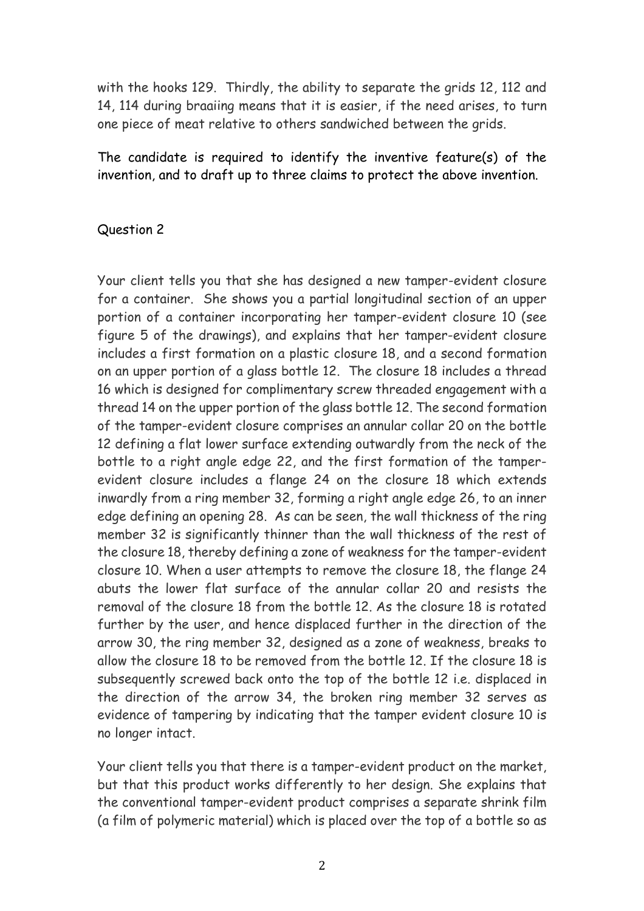with the hooks 129. Thirdly, the ability to separate the grids 12, 112 and 14, 114 during braaiing means that it is easier, if the need arises, to turn one piece of meat relative to others sandwiched between the grids.

The candidate is required to identify the inventive feature(s) of the invention, and to draft up to three claims to protect the above invention.

## Question 2

Your client tells you that she has designed a new tamper-evident closure for a container. She shows you a partial longitudinal section of an upper portion of a container incorporating her tamper-evident closure 10 (see figure 5 of the drawings), and explains that her tamper-evident closure includes a first formation on a plastic closure 18, and a second formation on an upper portion of a glass bottle 12. The closure 18 includes a thread 16 which is designed for complimentary screw threaded engagement with a thread 14 on the upper portion of the glass bottle 12. The second formation of the tamper-evident closure comprises an annular collar 20 on the bottle 12 defining a flat lower surface extending outwardly from the neck of the bottle to a right angle edge 22, and the first formation of the tamper-evident closure includes a flange 24 on the closure 18 which extends inwardly from a ring member 32, forming a right angle edge 26, to an inner edge defining an opening 28. As can be seen, the wall thickness of the ring member 32 is significantly thinner than the wall thickness of the rest of the closure 18, thereby defining a zone of weakness for the tamper-evident closure 10. When a user attempts to remove the closure 18, the flange 24 abuts the lower flat surface of the annular collar 20 and resists the removal of the closure 18 from the bottle 12. As the closure 18 is rotated further by the user, and hence displaced further in the direction of the arrow 30, the ring member 32, designed as a zone of weakness, breaks to allow the closure 18 to be removed from the bottle 12. If the closure 18 is subsequently screwed back onto the top of the bottle 12 i.e. displaced in the direction of the arrow 34, the broken ring member 32 serves as evidence of tampering by indicating that the tamper evident closure 10 is no longer intact.

Your client tells you that there is a tamper-evident product on the market, but that this product works differently to her design. She explains that the conventional tamper-evident product comprises a separate shrink film (a film of polymeric material) which is placed over the top of a bottle so as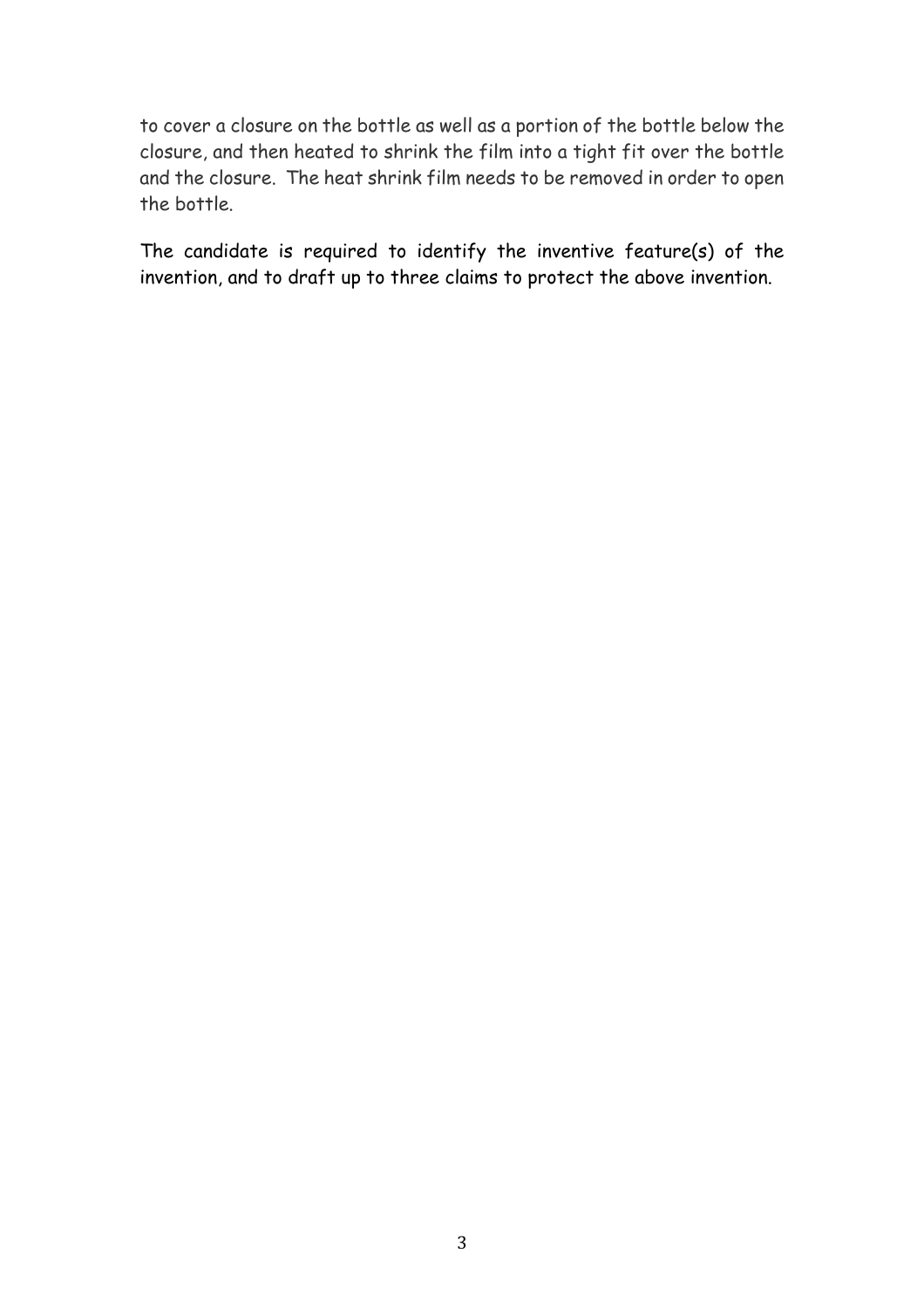to cover a closure on the bottle as well as a portion of the bottle below the closure, and then heated to shrink the film into a tight fit over the bottle and the closure. The heat shrink film needs to be removed in order to open the bottle.

The candidate is required to identify the inventive feature(s) of the invention, and to draft up to three claims to protect the above invention.